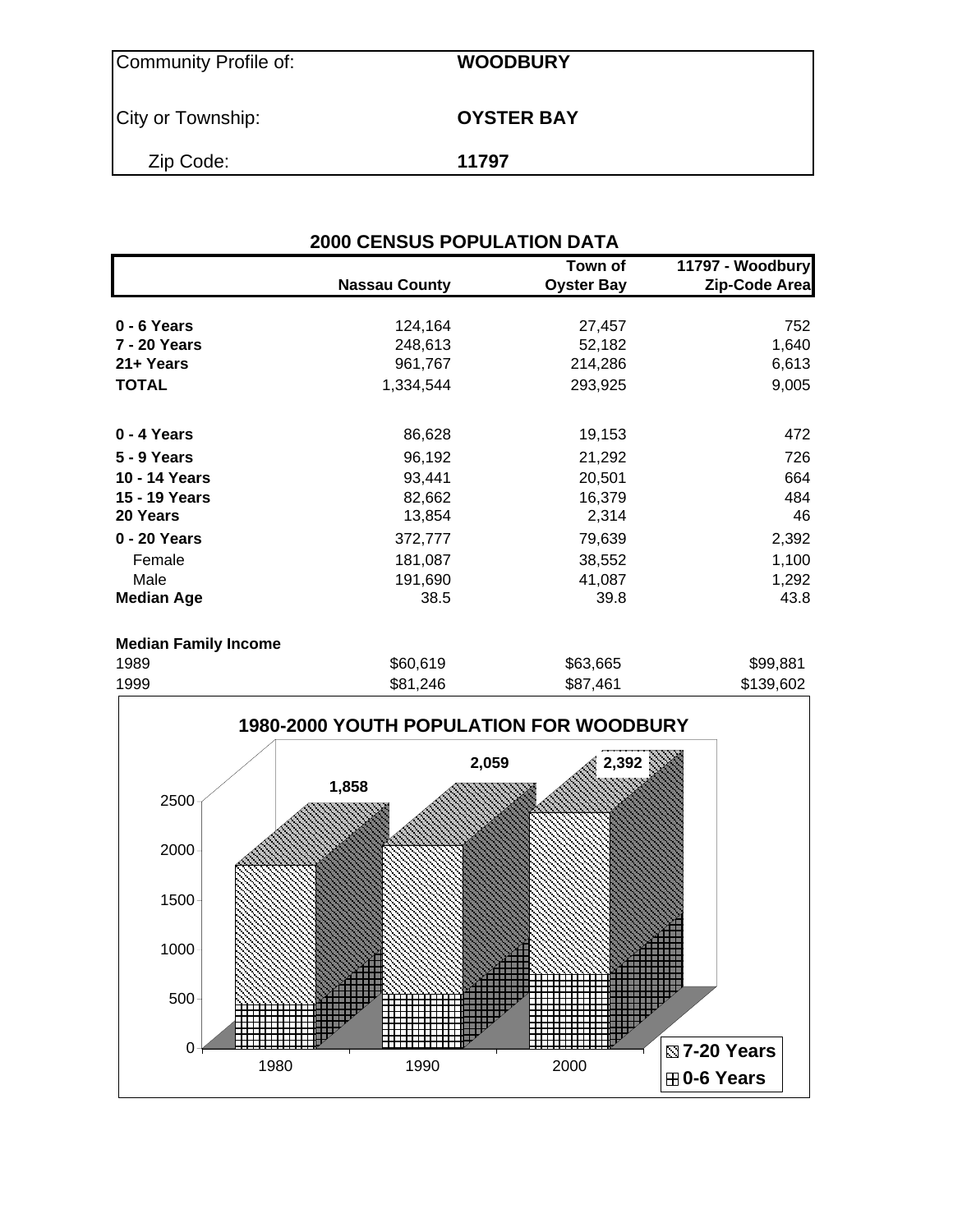| | |
|---|---|
| Community Profile of: | **WOODBURY** |
| City or Township: | **OYSTER BAY** |
| Zip Code: | **11797** |

## 2000 CENSUS POPULATION DATA

| | Nassau County | Town of Oyster Bay | 11797 - Woodbury Zip-Code Area |
|---|---|---|---|
| **0 - 6 Years** | 124,164 | 27,457 | 752 |
| **7 - 20 Years** | 248,613 | 52,182 | 1,640 |
| **21+ Years** | 961,767 | 214,286 | 6,613 |
| **TOTAL** | 1,334,544 | 293,925 | 9,005 |
| | | | |
| **0 - 4 Years** | 86,628 | 19,153 | 472 |
| **5 - 9 Years** | 96,192 | 21,292 | 726 |
| **10 - 14 Years** | 93,441 | 20,501 | 664 |
| **15 - 19 Years** | 82,662 | 16,379 | 484 |
| **20 Years** | 13,854 | 2,314 | 46 |
| **0 - 20 Years** | 372,777 | 79,639 | 2,392 |
| Female | 181,087 | 38,552 | 1,100 |
| Male | 191,690 | 41,087 | 1,292 |
| **Median Age** | 38.5 | 39.8 | 43.8 |
| | | | |
| **Median Family Income** | | | |
| 1989 | $60,619 | $63,665 | $99,881 |
| 1999 | $81,246 | $87,461 | $139,602 |

**1980-2000 YOUTH POPULATION FOR WOODBURY**

| Year | Total (0-20 Years) |
|---|---|
| 1980 | 1,858 |
| 1990 | 2,059 |
| 2000 | 2,392 |

Legend: 7-20 Years; 0-6 Years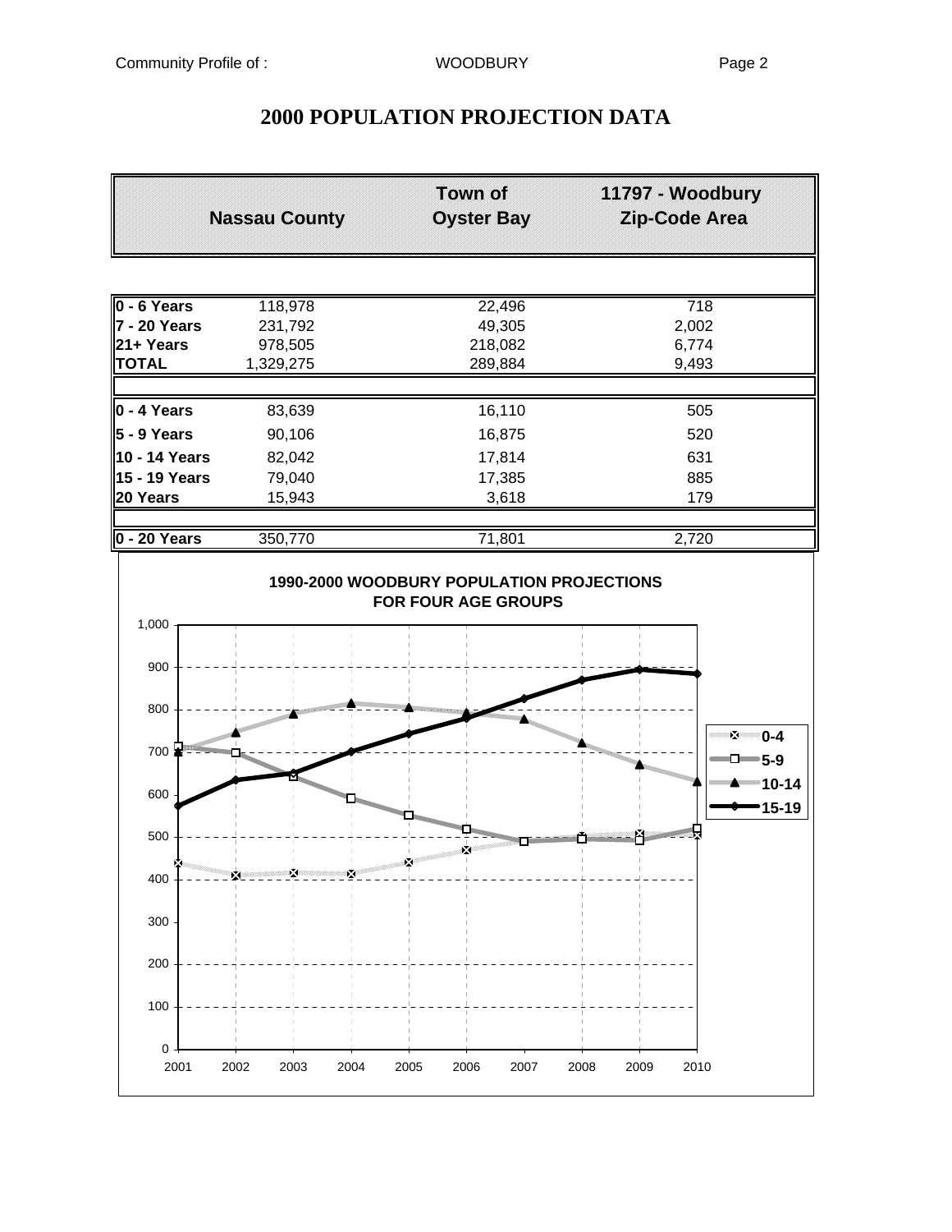# 2000 POPULATION PROJECTION DATA

| | Nassau County | Town of Oyster Bay | 11797 - Woodbury Zip-Code Area |
|---|---|---|---|
| **0 - 6 Years** | 118,978 | 22,496 | 718 |
| **7 - 20 Years** | 231,792 | 49,305 | 2,002 |
| **21+ Years** | 978,505 | 218,082 | 6,774 |
| **TOTAL** | 1,329,275 | 289,884 | 9,493 |
| | | | |
| **0 - 4 Years** | 83,639 | 16,110 | 505 |
| **5 - 9 Years** | 90,106 | 16,875 | 520 |
| **10 - 14 Years** | 82,042 | 17,814 | 631 |
| **15 - 19 Years** | 79,040 | 17,385 | 885 |
| **20 Years** | 15,943 | 3,618 | 179 |
| | | | |
| **0 - 20 Years** | 350,770 | 71,801 | 2,720 |

**1990-2000 WOODBURY POPULATION PROJECTIONS FOR FOUR AGE GROUPS**

Legend: 0-4, 5-9, 10-14, 15-19

Years: 2001, 2002, 2003, 2004, 2005, 2006, 2007, 2008, 2009, 2010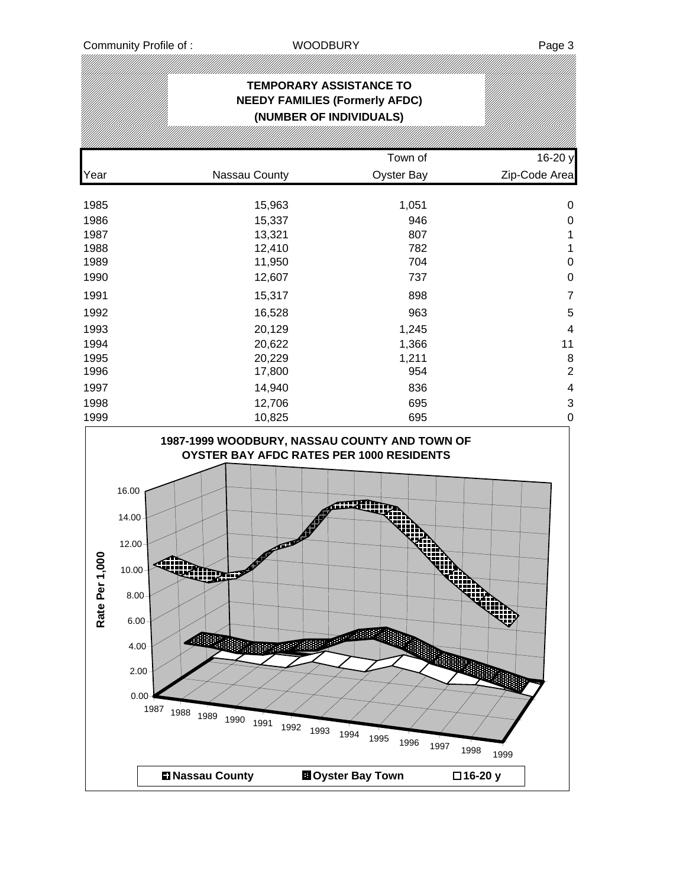## TEMPORARY ASSISTANCE TO NEEDY FAMILIES (Formerly AFDC) (NUMBER OF INDIVIDUALS)

| Year | Nassau County | Town of Oyster Bay | 16-20 y Zip-Code Area |
|---|---|---|---|
| 1985 | 15,963 | 1,051 | 0 |
| 1986 | 15,337 | 946 | 0 |
| 1987 | 13,321 | 807 | 1 |
| 1988 | 12,410 | 782 | 1 |
| 1989 | 11,950 | 704 | 0 |
| 1990 | 12,607 | 737 | 0 |
| 1991 | 15,317 | 898 | 7 |
| 1992 | 16,528 | 963 | 5 |
| 1993 | 20,129 | 1,245 | 4 |
| 1994 | 20,622 | 1,366 | 11 |
| 1995 | 20,229 | 1,211 | 8 |
| 1996 | 17,800 | 954 | 2 |
| 1997 | 14,940 | 836 | 4 |
| 1998 | 12,706 | 695 | 3 |
| 1999 | 10,825 | 695 | 0 |

**1987-1999 WOODBURY, NASSAU COUNTY AND TOWN OF OYSTER BAY AFDC RATES PER 1000 RESIDENTS**

Rate Per 1,000

Nassau County | Oyster Bay Town | 16-20 y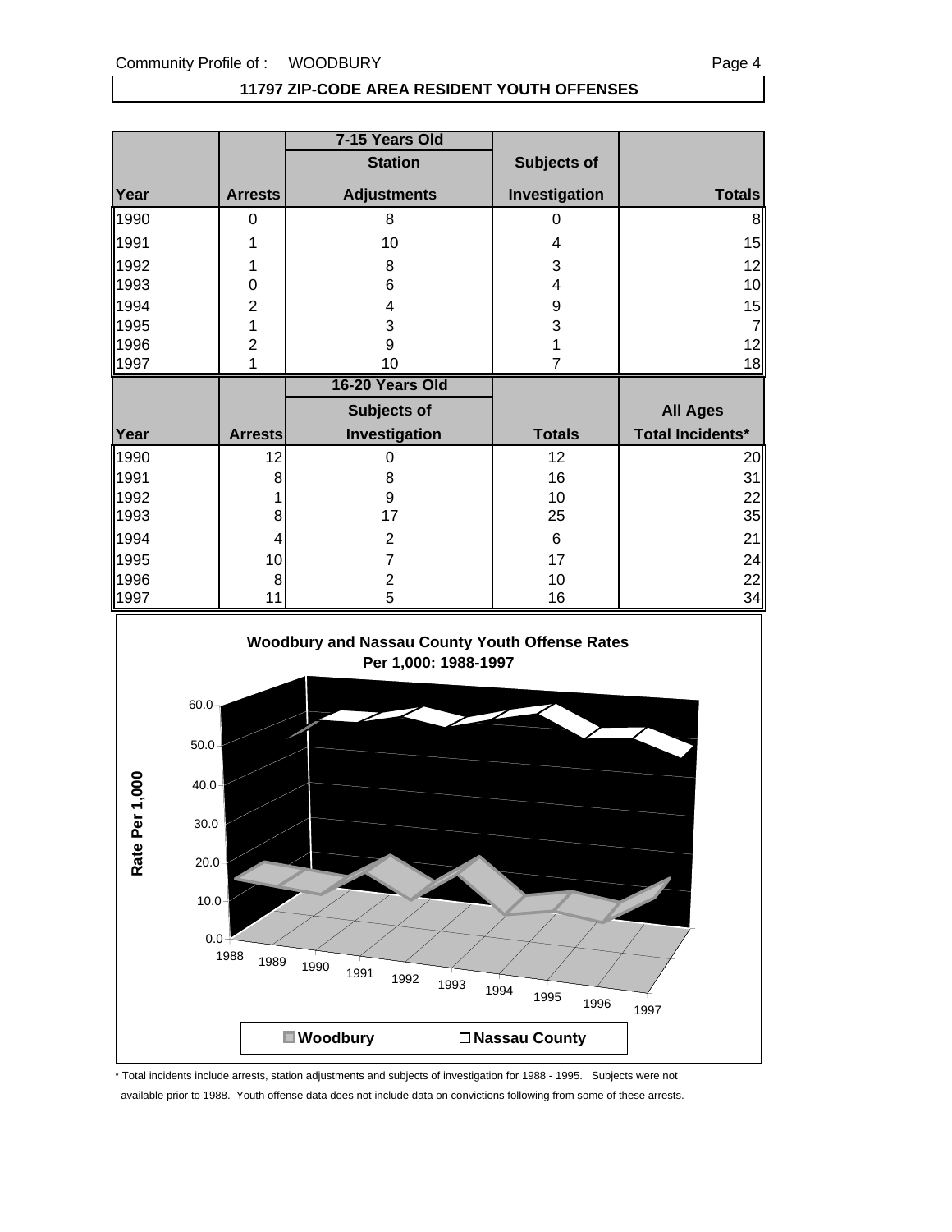## 11797 ZIP-CODE AREA RESIDENT YOUTH OFFENSES

| | | 7-15 Years Old | | |
|---|---|---|---|---|
| | | Station | Subjects of | |
| Year | Arrests | Adjustments | Investigation | Totals |
| 1990 | 0 | 8 | 0 | 8 |
| 1991 | 1 | 10 | 4 | 15 |
| 1992 | 1 | 8 | 3 | 12 |
| 1993 | 0 | 6 | 4 | 10 |
| 1994 | 2 | 4 | 9 | 15 |
| 1995 | 1 | 3 | 3 | 7 |
| 1996 | 2 | 9 | 1 | 12 |
| 1997 | 1 | 10 | 7 | 18 |

| | | 16-20 Years Old | | |
|---|---|---|---|---|
| | | Subjects of | | All Ages |
| Year | Arrests | Investigation | Totals | Total Incidents* |
| 1990 | 12 | 0 | 12 | 20 |
| 1991 | 8 | 8 | 16 | 31 |
| 1992 | 1 | 9 | 10 | 22 |
| 1993 | 8 | 17 | 25 | 35 |
| 1994 | 4 | 2 | 6 | 21 |
| 1995 | 10 | 7 | 17 | 24 |
| 1996 | 8 | 2 | 10 | 22 |
| 1997 | 11 | 5 | 16 | 34 |

**Woodbury and Nassau County Youth Offense Rates Per 1,000: 1988-1997**

\* Total incidents include arrests, station adjustments and subjects of investigation for 1988 - 1995. Subjects were not available prior to 1988. Youth offense data does not include data on convictions following from some of these arrests.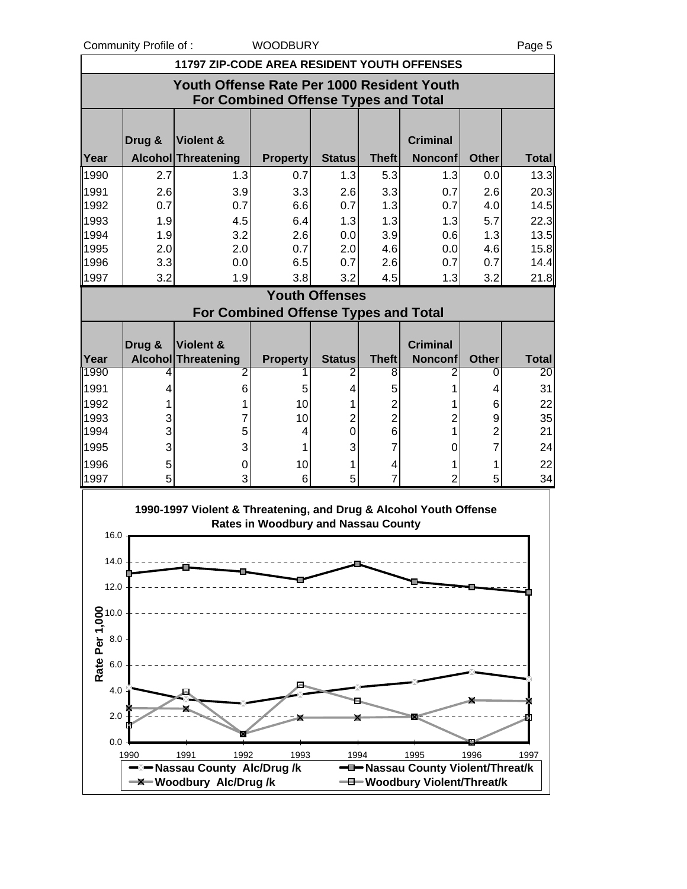## 11797 ZIP-CODE AREA RESIDENT YOUTH OFFENSES

### Youth Offense Rate Per 1000 Resident Youth For Combined Offense Types and Total

| Year | Drug & Alcohol | Violent & Threatening | Property | Status | Theft | Criminal Nonconf | Other | Total |
|---|---|---|---|---|---|---|---|---|
| 1990 | 2.7 | 1.3 | 0.7 | 1.3 | 5.3 | 1.3 | 0.0 | 13.3 |
| 1991 | 2.6 | 3.9 | 3.3 | 2.6 | 3.3 | 0.7 | 2.6 | 20.3 |
| 1992 | 0.7 | 0.7 | 6.6 | 0.7 | 1.3 | 0.7 | 4.0 | 14.5 |
| 1993 | 1.9 | 4.5 | 6.4 | 1.3 | 1.3 | 1.3 | 5.7 | 22.3 |
| 1994 | 1.9 | 3.2 | 2.6 | 0.0 | 3.9 | 0.6 | 1.3 | 13.5 |
| 1995 | 2.0 | 2.0 | 0.7 | 2.0 | 4.6 | 0.0 | 4.6 | 15.8 |
| 1996 | 3.3 | 0.0 | 6.5 | 0.7 | 2.6 | 0.7 | 0.7 | 14.4 |
| 1997 | 3.2 | 1.9 | 3.8 | 3.2 | 4.5 | 1.3 | 3.2 | 21.8 |

### Youth Offenses For Combined Offense Types and Total

| Year | Drug & Alcohol | Violent & Threatening | Property | Status | Theft | Criminal Nonconf | Other | Total |
|---|---|---|---|---|---|---|---|---|
| 1990 | 4 | 2 | 1 | 2 | 8 | 2 | 0 | 20 |
| 1991 | 4 | 6 | 5 | 4 | 5 | 1 | 4 | 31 |
| 1992 | 1 | 1 | 10 | 1 | 2 | 1 | 6 | 22 |
| 1993 | 3 | 7 | 10 | 2 | 2 | 2 | 9 | 35 |
| 1994 | 3 | 5 | 4 | 0 | 6 | 1 | 2 | 21 |
| 1995 | 3 | 3 | 1 | 3 | 7 | 0 | 7 | 24 |
| 1996 | 5 | 0 | 10 | 1 | 4 | 1 | 1 | 22 |
| 1997 | 5 | 3 | 6 | 5 | 7 | 2 | 5 | 34 |

**1990-1997 Violent & Threatening, and Drug & Alcohol Youth Offense Rates in Woodbury and Nassau County**

Legend: Nassau County Alc/Drug /k; Nassau County Violent/Threat/k; Woodbury Alc/Drug /k; Woodbury Violent/Threat/k

Y-axis: Rate Per 1,000 (0.0–16.0); X-axis: 1990–1997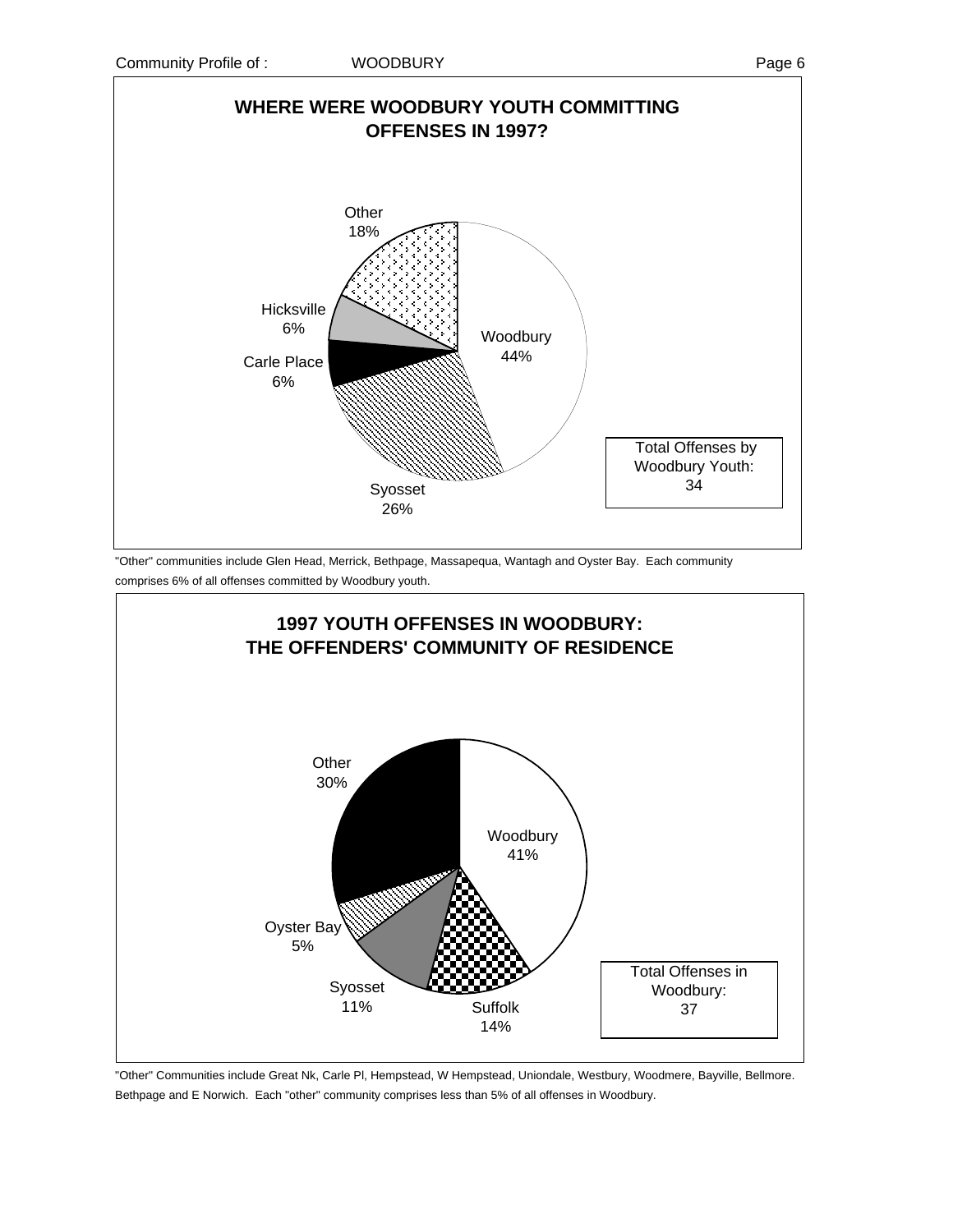## WHERE WERE WOODBURY YOUTH COMMITTING OFFENSES IN 1997?

Woodbury 44%

Syosset 26%

Carle Place 6%

Hicksville 6%

Other 18%

Total Offenses by Woodbury Youth: 34

"Other" communities include Glen Head, Merrick, Bethpage, Massapequa, Wantagh and Oyster Bay. Each community comprises 6% of all offenses committed by Woodbury youth.

## 1997 YOUTH OFFENSES IN WOODBURY: THE OFFENDERS' COMMUNITY OF RESIDENCE

Woodbury 41%

Suffolk 14%

Syosset 11%

Oyster Bay 5%

Other 30%

Total Offenses in Woodbury: 37

"Other" Communities include Great Nk, Carle Pl, Hempstead, W Hempstead, Uniondale, Westbury, Woodmere, Bayville, Bellmore. Bethpage and E Norwich. Each "other" community comprises less than 5% of all offenses in Woodbury.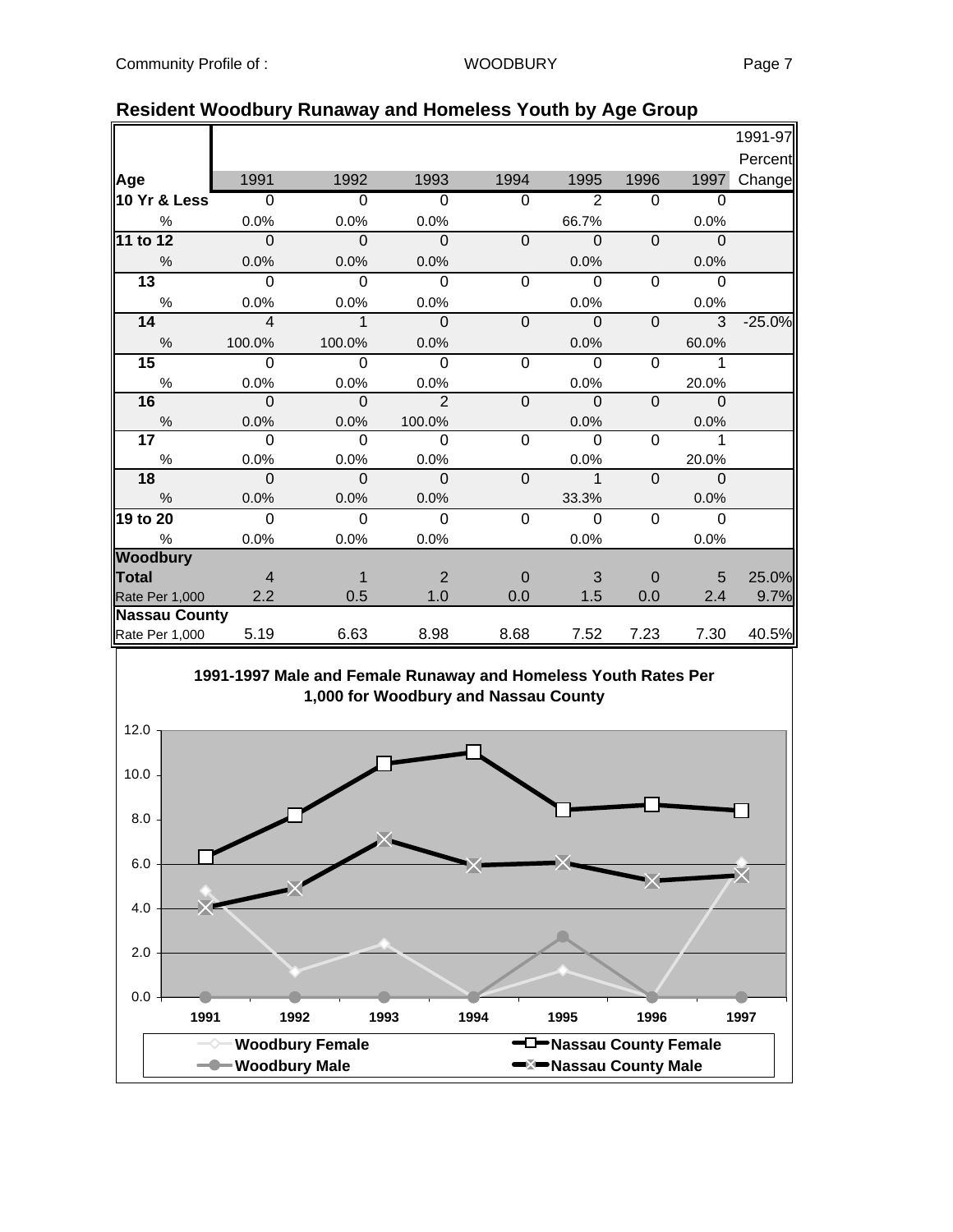## Resident Woodbury Runaway and Homeless Youth by Age Group

| Age | 1991 | 1992 | 1993 | 1994 | 1995 | 1996 | 1997 | 1991-97 Percent Change |
|---|---|---|---|---|---|---|---|---|
| **10 Yr & Less** | 0 | 0 | 0 | 0 | 2 | 0 | 0 | |
| % | 0.0% | 0.0% | 0.0% | | 66.7% | | 0.0% | |
| **11 to 12** | 0 | 0 | 0 | 0 | 0 | 0 | 0 | |
| % | 0.0% | 0.0% | 0.0% | | 0.0% | | 0.0% | |
| **13** | 0 | 0 | 0 | 0 | 0 | 0 | 0 | |
| % | 0.0% | 0.0% | 0.0% | | 0.0% | | 0.0% | |
| **14** | 4 | 1 | 0 | 0 | 0 | 0 | 3 | -25.0% |
| % | 100.0% | 100.0% | 0.0% | | 0.0% | | 60.0% | |
| **15** | 0 | 0 | 0 | 0 | 0 | 0 | 1 | |
| % | 0.0% | 0.0% | 0.0% | | 0.0% | | 20.0% | |
| **16** | 0 | 0 | 2 | 0 | 0 | 0 | 0 | |
| % | 0.0% | 0.0% | 100.0% | | 0.0% | | 0.0% | |
| **17** | 0 | 0 | 0 | 0 | 0 | 0 | 1 | |
| % | 0.0% | 0.0% | 0.0% | | 0.0% | | 20.0% | |
| **18** | 0 | 0 | 0 | 0 | 1 | 0 | 0 | |
| % | 0.0% | 0.0% | 0.0% | | 33.3% | | 0.0% | |
| **19 to 20** | 0 | 0 | 0 | 0 | 0 | 0 | 0 | |
| % | 0.0% | 0.0% | 0.0% | | 0.0% | | 0.0% | |
| **Woodbury Total** | 4 | 1 | 2 | 0 | 3 | 0 | 5 | 25.0% |
| Rate Per 1,000 | 2.2 | 0.5 | 1.0 | 0.0 | 1.5 | 0.0 | 2.4 | 9.7% |
| **Nassau County** | | | | | | | | |
| Rate Per 1,000 | 5.19 | 6.63 | 8.98 | 8.68 | 7.52 | 7.23 | 7.30 | 40.5% |

**1991-1997 Male and Female Runaway and Homeless Youth Rates Per 1,000 for Woodbury and Nassau County**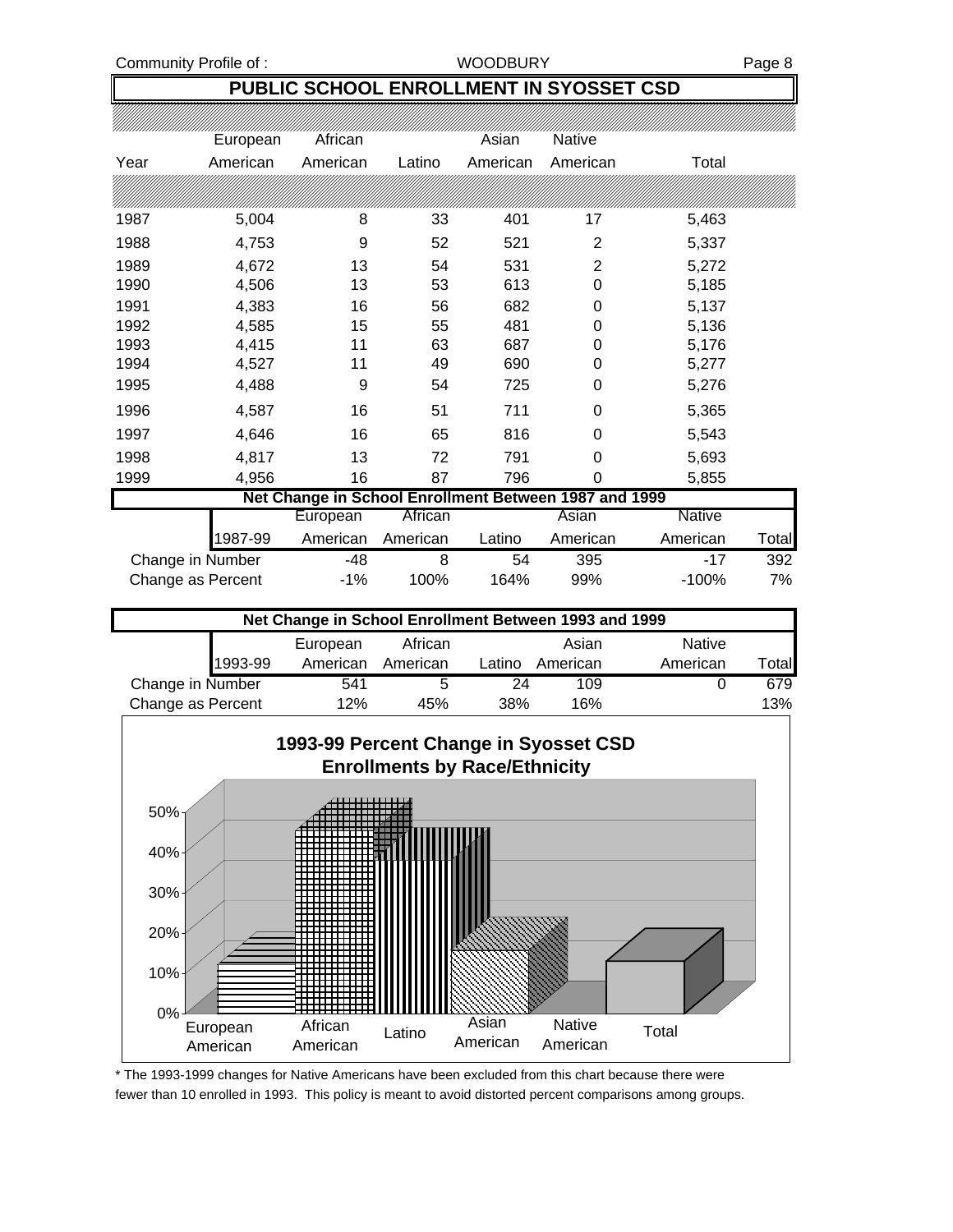## PUBLIC SCHOOL ENROLLMENT IN SYOSSET CSD

| Year | European American | African American | Latino | Asian American | Native American | Total |
|---|---|---|---|---|---|---|
| 1987 | 5,004 | 8 | 33 | 401 | 17 | 5,463 |
| 1988 | 4,753 | 9 | 52 | 521 | 2 | 5,337 |
| 1989 | 4,672 | 13 | 54 | 531 | 2 | 5,272 |
| 1990 | 4,506 | 13 | 53 | 613 | 0 | 5,185 |
| 1991 | 4,383 | 16 | 56 | 682 | 0 | 5,137 |
| 1992 | 4,585 | 15 | 55 | 481 | 0 | 5,136 |
| 1993 | 4,415 | 11 | 63 | 687 | 0 | 5,176 |
| 1994 | 4,527 | 11 | 49 | 690 | 0 | 5,277 |
| 1995 | 4,488 | 9 | 54 | 725 | 0 | 5,276 |
| 1996 | 4,587 | 16 | 51 | 711 | 0 | 5,365 |
| 1997 | 4,646 | 16 | 65 | 816 | 0 | 5,543 |
| 1998 | 4,817 | 13 | 72 | 791 | 0 | 5,693 |
| 1999 | 4,956 | 16 | 87 | 796 | 0 | 5,855 |

### Net Change in School Enrollment Between 1987 and 1999

| 1987-99 | European American | African American | Latino | Asian American | Native American | Total |
|---|---|---|---|---|---|---|
| Change in Number | -48 | 8 | 54 | 395 | -17 | 392 |
| Change as Percent | -1% | 100% | 164% | 99% | -100% | 7% |

### Net Change in School Enrollment Between 1993 and 1999

| 1993-99 | European American | African American | Latino | Asian American | Native American | Total |
|---|---|---|---|---|---|---|
| Change in Number | 541 | 5 | 24 | 109 | 0 | 679 |
| Change as Percent | 12% | 45% | 38% | 16% | | 13% |

**1993-99 Percent Change in Syosset CSD Enrollments by Race/Ethnicity**

\* The 1993-1999 changes for Native Americans have been excluded from this chart because there were fewer than 10 enrolled in 1993. This policy is meant to avoid distorted percent comparisons among groups.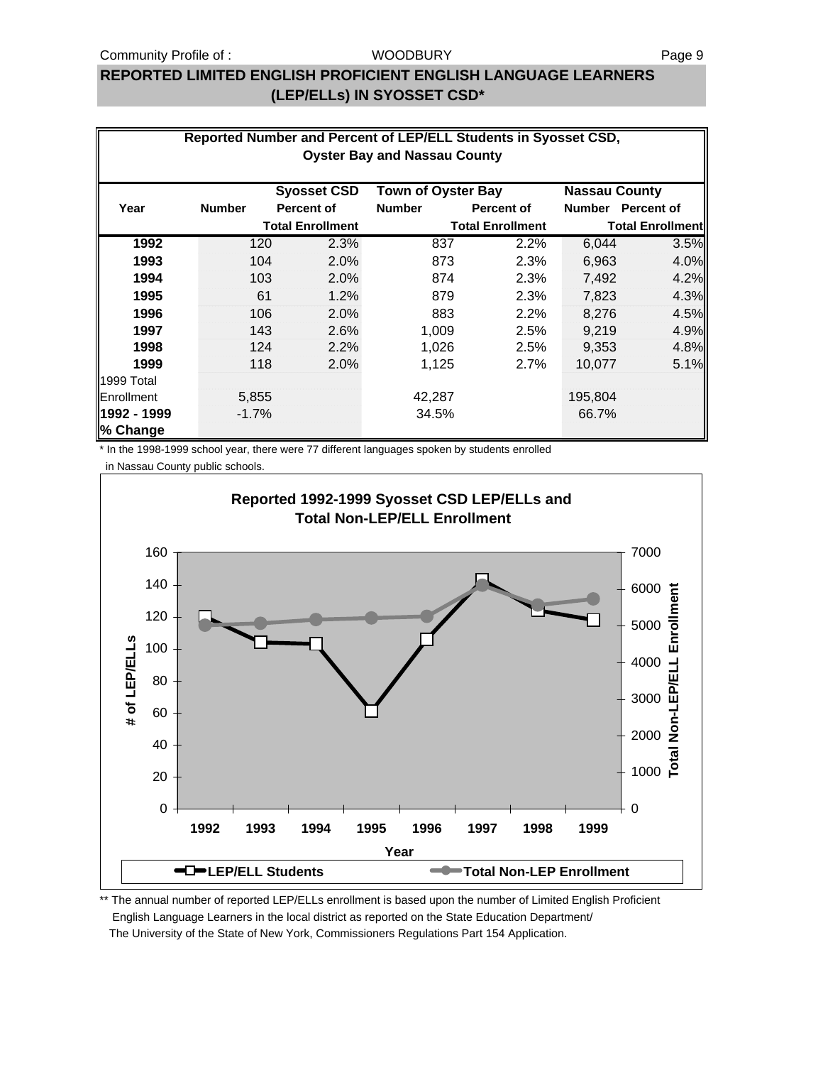## REPORTED LIMITED ENGLISH PROFICIENT ENGLISH LANGUAGE LEARNERS (LEP/ELLs) IN SYOSSET CSD*

**Reported Number and Percent of LEP/ELL Students in Syosset CSD, Oyster Bay and Nassau County**

| Year | Syosset CSD Number | Syosset CSD Percent of Total Enrollment | Town of Oyster Bay Number | Town of Oyster Bay Percent of Total Enrollment | Nassau County Number | Nassau County Percent of Total Enrollment |
|---|---|---|---|---|---|---|
| **1992** | 120 | 2.3% | 837 | 2.2% | 6,044 | 3.5% |
| **1993** | 104 | 2.0% | 873 | 2.3% | 6,963 | 4.0% |
| **1994** | 103 | 2.0% | 874 | 2.3% | 7,492 | 4.2% |
| **1995** | 61 | 1.2% | 879 | 2.3% | 7,823 | 4.3% |
| **1996** | 106 | 2.0% | 883 | 2.2% | 8,276 | 4.5% |
| **1997** | 143 | 2.6% | 1,009 | 2.5% | 9,219 | 4.9% |
| **1998** | 124 | 2.2% | 1,026 | 2.5% | 9,353 | 4.8% |
| **1999** | 118 | 2.0% | 1,125 | 2.7% | 10,077 | 5.1% |
| 1999 Total Enrollment | 5,855 | | 42,287 | | 195,804 | |
| **1992 - 1999 % Change** | -1.7% | | 34.5% | | 66.7% | |

* In the 1998-1999 school year, there were 77 different languages spoken by students enrolled in Nassau County public schools.

**Reported 1992-1999 Syosset CSD LEP/ELLs and Total Non-LEP/ELL Enrollment**

| Year | LEP/ELL Students | Total Non-LEP Enrollment |
|---|---|---|
| 1992 | 120 | ~5,000 |
| 1993 | 104 | ~5,050 |
| 1994 | 103 | ~5,150 |
| 1995 | 61 | ~5,200 |
| 1996 | 106 | ~5,250 |
| 1997 | 143 | ~6,100 |
| 1998 | 124 | ~5,550 |
| 1999 | 118 | ~5,737 |

** The annual number of reported LEP/ELLs enrollment is based upon the number of Limited English Proficient English Language Learners in the local district as reported on the State Education Department/ The University of the State of New York, Commissioners Regulations Part 154 Application.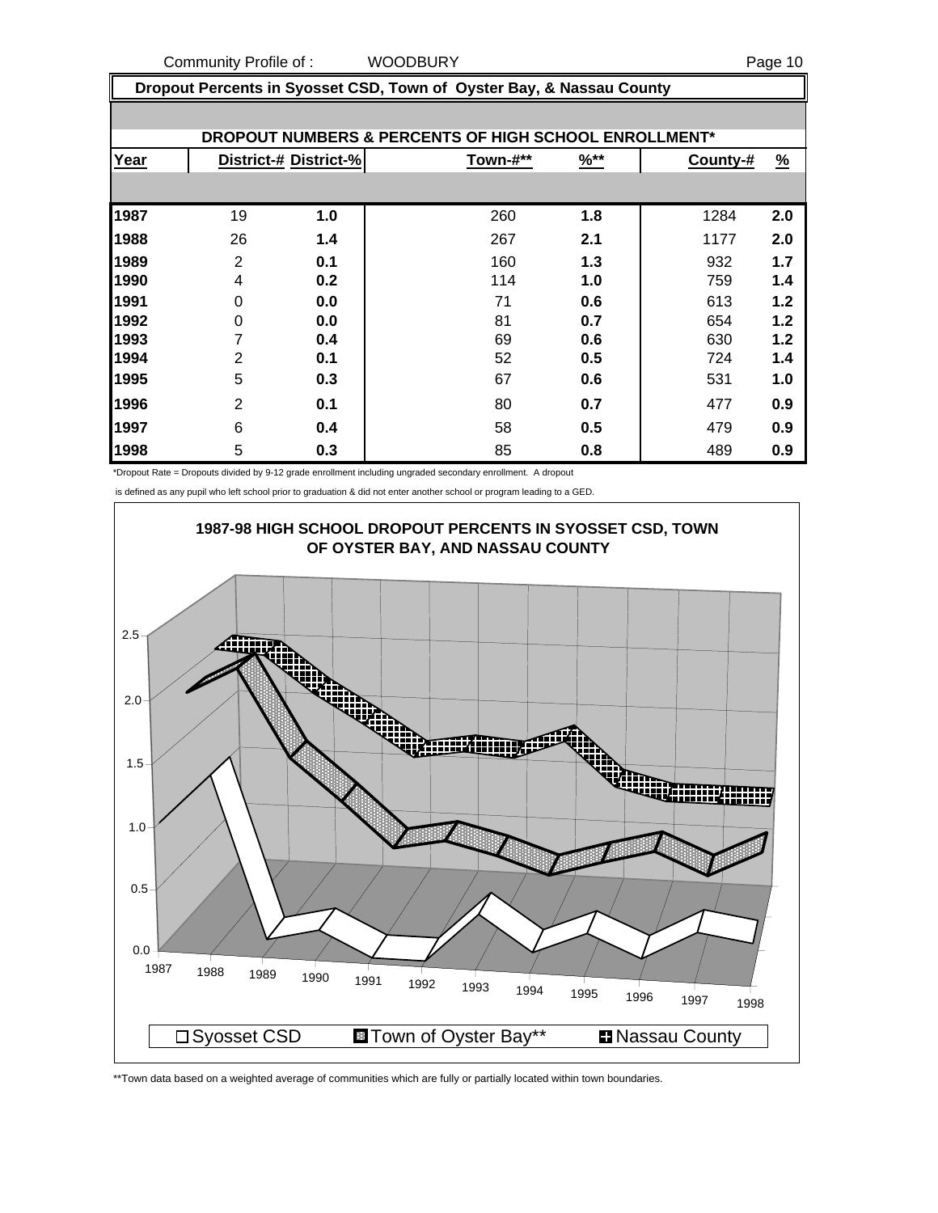## Dropout Percents in Syosset CSD, Town of Oyster Bay, & Nassau County

### DROPOUT NUMBERS & PERCENTS OF HIGH SCHOOL ENROLLMENT*

| Year | District-# | District-% | Town-#** | %** | County-# | % |
|---|---|---|---|---|---|---|
| 1987 | 19 | 1.0 | 260 | 1.8 | 1284 | 2.0 |
| 1988 | 26 | 1.4 | 267 | 2.1 | 1177 | 2.0 |
| 1989 | 2 | 0.1 | 160 | 1.3 | 932 | 1.7 |
| 1990 | 4 | 0.2 | 114 | 1.0 | 759 | 1.4 |
| 1991 | 0 | 0.0 | 71 | 0.6 | 613 | 1.2 |
| 1992 | 0 | 0.0 | 81 | 0.7 | 654 | 1.2 |
| 1993 | 7 | 0.4 | 69 | 0.6 | 630 | 1.2 |
| 1994 | 2 | 0.1 | 52 | 0.5 | 724 | 1.4 |
| 1995 | 5 | 0.3 | 67 | 0.6 | 531 | 1.0 |
| 1996 | 2 | 0.1 | 80 | 0.7 | 477 | 0.9 |
| 1997 | 6 | 0.4 | 58 | 0.5 | 479 | 0.9 |
| 1998 | 5 | 0.3 | 85 | 0.8 | 489 | 0.9 |

*Dropout Rate = Dropouts divided by 9-12 grade enrollment including ungraded secondary enrollment. A dropout is defined as any pupil who left school prior to graduation & did not enter another school or program leading to a GED.

**1987-98 HIGH SCHOOL DROPOUT PERCENTS IN SYOSSET CSD, TOWN OF OYSTER BAY, AND NASSAU COUNTY**

Legend: Syosset CSD, Town of Oyster Bay**, Nassau County

**Town data based on a weighted average of communities which are fully or partially located within town boundaries.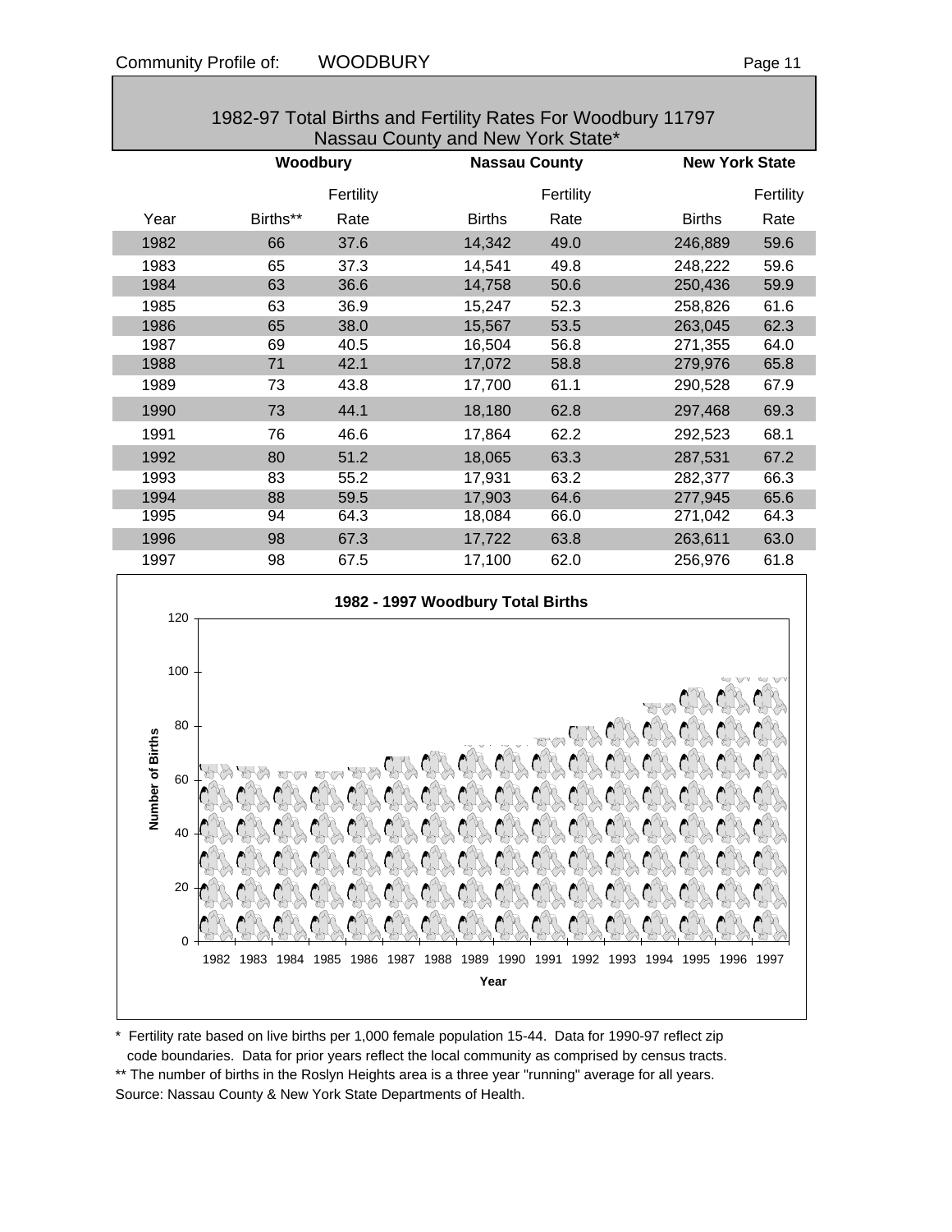## 1982-97 Total Births and Fertility Rates For Woodbury 11797 Nassau County and New York State*

| | Woodbury | | Nassau County | | New York State | |
|---|---|---|---|---|---|---|
| Year | Births** | Fertility Rate | Births | Fertility Rate | Births | Fertility Rate |
| 1982 | 66 | 37.6 | 14,342 | 49.0 | 246,889 | 59.6 |
| 1983 | 65 | 37.3 | 14,541 | 49.8 | 248,222 | 59.6 |
| 1984 | 63 | 36.6 | 14,758 | 50.6 | 250,436 | 59.9 |
| 1985 | 63 | 36.9 | 15,247 | 52.3 | 258,826 | 61.6 |
| 1986 | 65 | 38.0 | 15,567 | 53.5 | 263,045 | 62.3 |
| 1987 | 69 | 40.5 | 16,504 | 56.8 | 271,355 | 64.0 |
| 1988 | 71 | 42.1 | 17,072 | 58.8 | 279,976 | 65.8 |
| 1989 | 73 | 43.8 | 17,700 | 61.1 | 290,528 | 67.9 |
| 1990 | 73 | 44.1 | 18,180 | 62.8 | 297,468 | 69.3 |
| 1991 | 76 | 46.6 | 17,864 | 62.2 | 292,523 | 68.1 |
| 1992 | 80 | 51.2 | 18,065 | 63.3 | 287,531 | 67.2 |
| 1993 | 83 | 55.2 | 17,931 | 63.2 | 282,377 | 66.3 |
| 1994 | 88 | 59.5 | 17,903 | 64.6 | 277,945 | 65.6 |
| 1995 | 94 | 64.3 | 18,084 | 66.0 | 271,042 | 64.3 |
| 1996 | 98 | 67.3 | 17,722 | 63.8 | 263,611 | 63.0 |
| 1997 | 98 | 67.5 | 17,100 | 62.0 | 256,976 | 61.8 |

**1982 - 1997 Woodbury Total Births**

* Fertility rate based on live births per 1,000 female population 15-44. Data for 1990-97 reflect zip code boundaries. Data for prior years reflect the local community as comprised by census tracts.

** The number of births in the Roslyn Heights area is a three year "running" average for all years.

Source: Nassau County & New York State Departments of Health.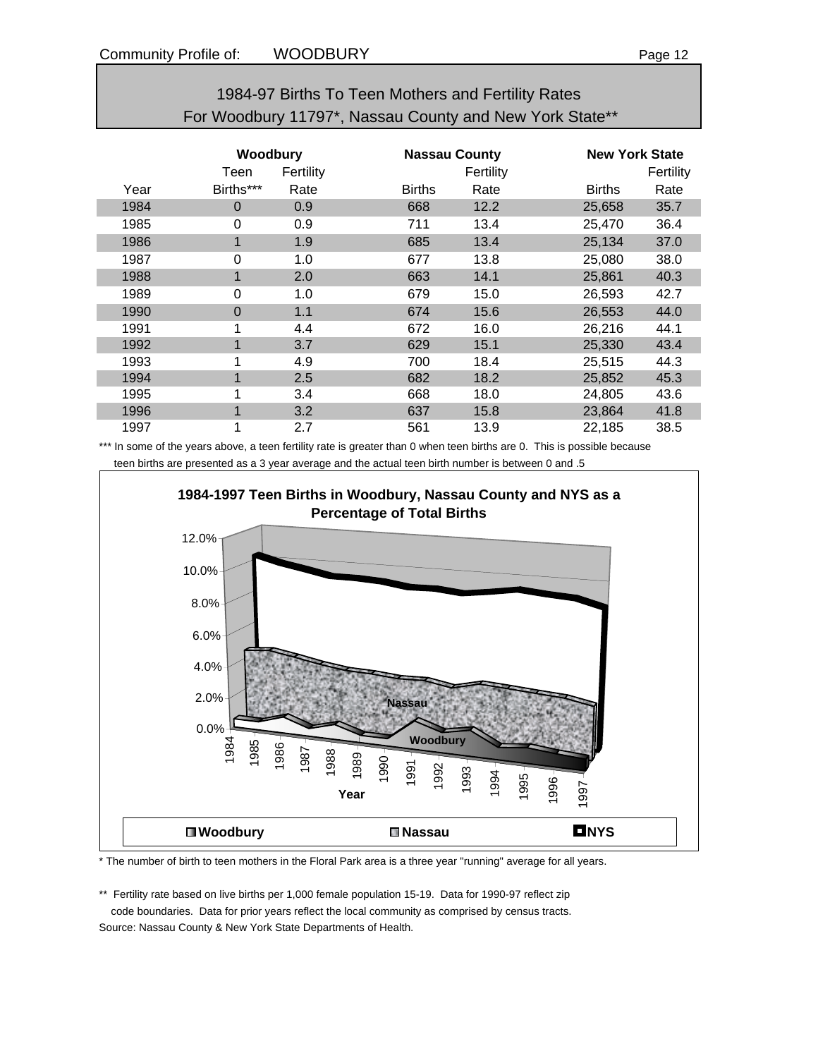## 1984-97 Births To Teen Mothers and Fertility Rates
## For Woodbury 11797*, Nassau County and New York State**

| | Woodbury | | Nassau County | | New York State | |
|---|---|---|---|---|---|---|
| Year | Teen Births*** | Fertility Rate | Births | Fertility Rate | Births | Fertility Rate |
| 1984 | 0 | 0.9 | 668 | 12.2 | 25,658 | 35.7 |
| 1985 | 0 | 0.9 | 711 | 13.4 | 25,470 | 36.4 |
| 1986 | 1 | 1.9 | 685 | 13.4 | 25,134 | 37.0 |
| 1987 | 0 | 1.0 | 677 | 13.8 | 25,080 | 38.0 |
| 1988 | 1 | 2.0 | 663 | 14.1 | 25,861 | 40.3 |
| 1989 | 0 | 1.0 | 679 | 15.0 | 26,593 | 42.7 |
| 1990 | 0 | 1.1 | 674 | 15.6 | 26,553 | 44.0 |
| 1991 | 1 | 4.4 | 672 | 16.0 | 26,216 | 44.1 |
| 1992 | 1 | 3.7 | 629 | 15.1 | 25,330 | 43.4 |
| 1993 | 1 | 4.9 | 700 | 18.4 | 25,515 | 44.3 |
| 1994 | 1 | 2.5 | 682 | 18.2 | 25,852 | 45.3 |
| 1995 | 1 | 3.4 | 668 | 18.0 | 24,805 | 43.6 |
| 1996 | 1 | 3.2 | 637 | 15.8 | 23,864 | 41.8 |
| 1997 | 1 | 2.7 | 561 | 13.9 | 22,185 | 38.5 |

*** In some of the years above, a teen fertility rate is greater than 0 when teen births are 0. This is possible because teen births are presented as a 3 year average and the actual teen birth number is between 0 and .5

**1984-1997 Teen Births in Woodbury, Nassau County and NYS as a Percentage of Total Births**

* The number of birth to teen mothers in the Floral Park area is a three year "running" average for all years.

** Fertility rate based on live births per 1,000 female population 15-19. Data for 1990-97 reflect zip code boundaries. Data for prior years reflect the local community as comprised by census tracts.

Source: Nassau County & New York State Departments of Health.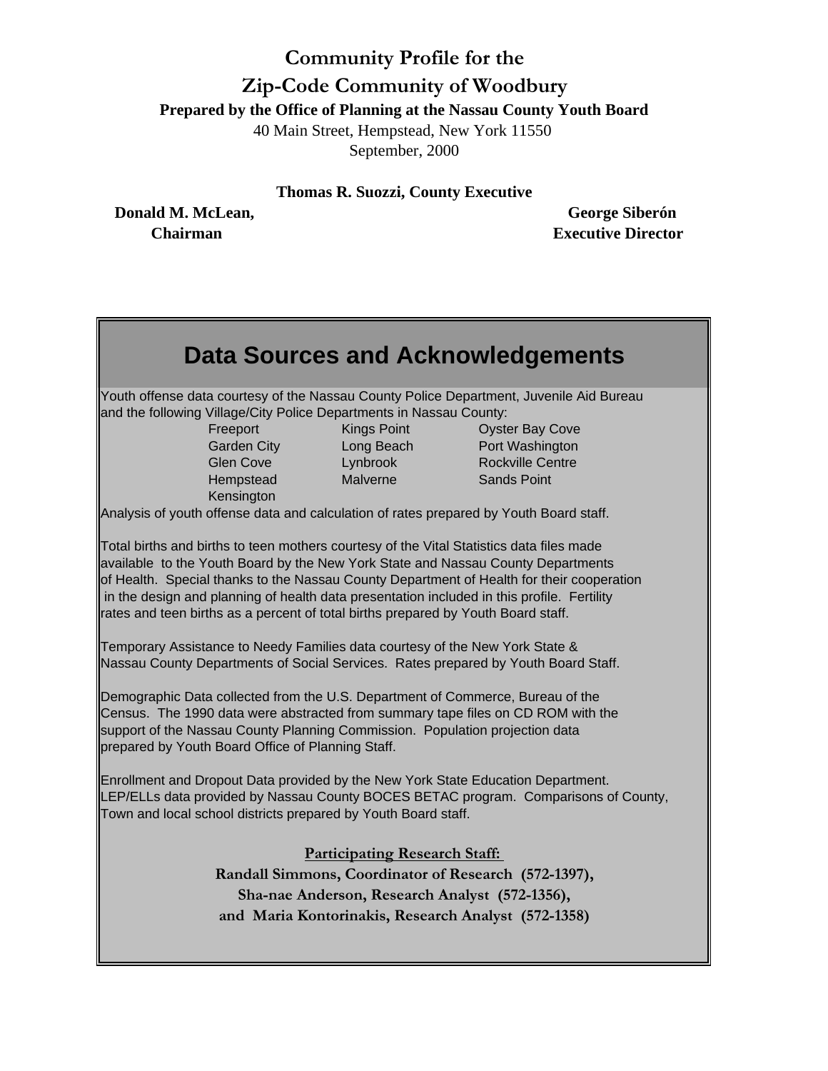# Community Profile for the

# Zip-Code Community of Woodbury

**Prepared by the Office of Planning at the Nassau County Youth Board**

40 Main Street, Hempstead, New York 11550

September, 2000

**Thomas R. Suozzi, County Executive**

**Donald M. McLean, Chairman**

**George Siberón, Executive Director**

## Data Sources and Acknowledgements

Youth offense data courtesy of the Nassau County Police Department, Juvenile Aid Bureau and the following Village/City Police Departments in Nassau County:

| | | |
|---|---|---|
| Freeport | Kings Point | Oyster Bay Cove |
| Garden City | Long Beach | Port Washington |
| Glen Cove | Lynbrook | Rockville Centre |
| Hempstead | Malverne | Sands Point |
| Kensington | | |

Analysis of youth offense data and calculation of rates prepared by Youth Board staff.

Total births and births to teen mothers courtesy of the Vital Statistics data files made available to the Youth Board by the New York State and Nassau County Departments of Health. Special thanks to the Nassau County Department of Health for their cooperation in the design and planning of health data presentation included in this profile. Fertility rates and teen births as a percent of total births prepared by Youth Board staff.

Temporary Assistance to Needy Families data courtesy of the New York State & Nassau County Departments of Social Services. Rates prepared by Youth Board Staff.

Demographic Data collected from the U.S. Department of Commerce, Bureau of the Census. The 1990 data were abstracted from summary tape files on CD ROM with the support of the Nassau County Planning Commission. Population projection data prepared by Youth Board Office of Planning Staff.

Enrollment and Dropout Data provided by the New York State Education Department. LEP/ELLs data provided by Nassau County BOCES BETAC program. Comparisons of County, Town and local school districts prepared by Youth Board staff.

**Participating Research Staff:**

**Randall Simmons, Coordinator of Research (572-1397),**
**Sha-nae Anderson, Research Analyst (572-1356),**
**and Maria Kontorinakis, Research Analyst (572-1358)**